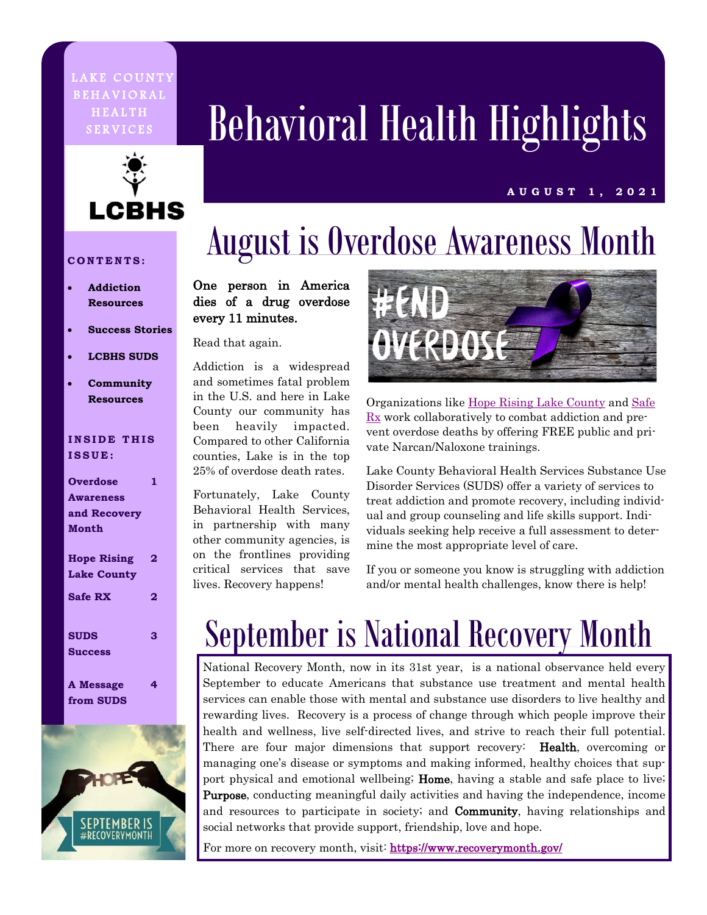LAKE COUNTY BEHAVIORAL HEALTH SERVICES

# Behavioral Health Highlights

**AUGUST 1, 2021**

**CONTENTS:**

- **Addiction Resources**
- **Success Stories**
- **LCBHS SUDS**
- **Community Resources**

**INSIDE THIS ISSUE:**

| | |
|---|---|
| **Overdose Awareness and Recovery Month** | **1** |
| **Hope Rising Lake County** | **2** |
| **Safe RX** | **2** |
| **SUDS Success** | **3** |
| **A Message from SUDS** | **4** |

## August is Overdose Awareness Month

**One person in America dies of a drug overdose every 11 minutes.**

Read that again.

Addiction is a widespread and sometimes fatal problem in the U.S. and here in Lake County our community has been heavily impacted. Compared to other California counties, Lake is in the top 25% of overdose death rates.

Fortunately, Lake County Behavioral Health Services, in partnership with many other community agencies, is on the frontlines providing critical services that save lives. Recovery happens!

Organizations like Hope Rising Lake County and Safe Rx work collaboratively to combat addiction and prevent overdose deaths by offering FREE public and private Narcan/Naloxone trainings.

Lake County Behavioral Health Services Substance Use Disorder Services (SUDS) offer a variety of services to treat addiction and promote recovery, including individual and group counseling and life skills support. Individuals seeking help receive a full assessment to determine the most appropriate level of care.

If you or someone you know is struggling with addiction and/or mental health challenges, know there is help!

## September is National Recovery Month

National Recovery Month, now in its 31st year, is a national observance held every September to educate Americans that substance use treatment and mental health services can enable those with mental and substance use disorders to live healthy and rewarding lives. Recovery is a process of change through which people improve their health and wellness, live self-directed lives, and strive to reach their full potential. There are four major dimensions that support recovery: **Health**, overcoming or managing one's disease or symptoms and making informed, healthy choices that support physical and emotional wellbeing; **Home**, having a stable and safe place to live; **Purpose**, conducting meaningful daily activities and having the independence, income and resources to participate in society; and **Community**, having relationships and social networks that provide support, friendship, love and hope.

For more on recovery month, visit: **https://www.recoverymonth.gov/**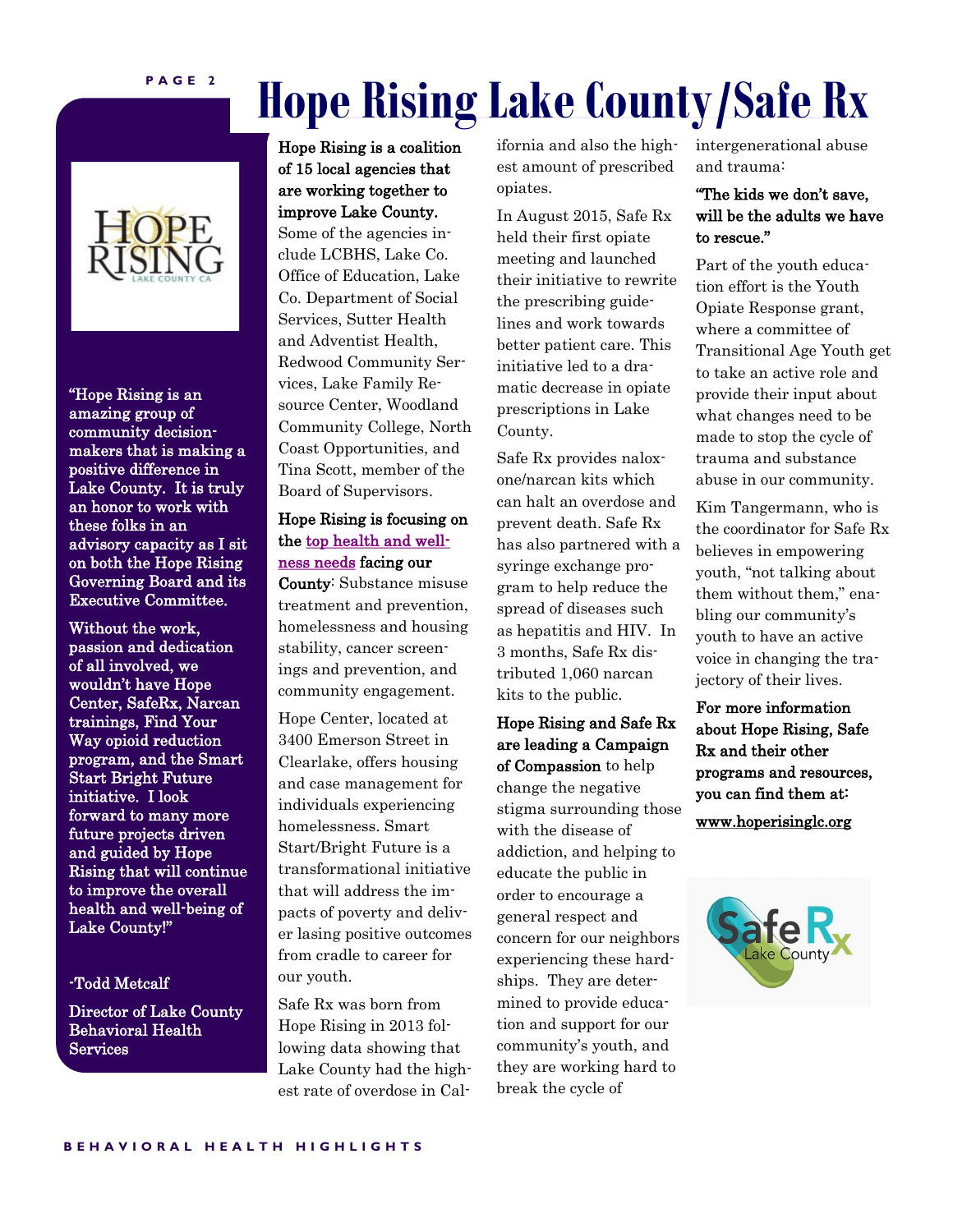# Hope Rising Lake County/Safe Rx

"Hope Rising is an amazing group of community decision-makers that is making a positive difference in Lake County. It is truly an honor to work with these folks in an advisory capacity as I sit on both the Hope Rising Governing Board and its Executive Committee.

Without the work, passion and dedication of all involved, we wouldn't have Hope Center, SafeRx, Narcan trainings, Find Your Way opioid reduction program, and the Smart Start Bright Future initiative. I look forward to many more future projects driven and guided by Hope Rising that will continue to improve the overall health and well-being of Lake County!"

-Todd Metcalf

Director of Lake County Behavioral Health Services

**Hope Rising is a coalition of 15 local agencies that are working together to improve Lake County.** Some of the agencies include LCBHS, Lake Co. Office of Education, Lake Co. Department of Social Services, Sutter Health and Adventist Health, Redwood Community Services, Lake Family Resource Center, Woodland Community College, North Coast Opportunities, and Tina Scott, member of the Board of Supervisors.

**Hope Rising is focusing on the top health and wellness needs facing our County**: Substance misuse treatment and prevention, homelessness and housing stability, cancer screenings and prevention, and community engagement.

Hope Center, located at 3400 Emerson Street in Clearlake, offers housing and case management for individuals experiencing homelessness. Smart Start/Bright Future is a transformational initiative that will address the impacts of poverty and deliver lasing positive outcomes from cradle to career for our youth.

Safe Rx was born from Hope Rising in 2013 following data showing that Lake County had the highest rate of overdose in California and also the highest amount of prescribed opiates.

In August 2015, Safe Rx held their first opiate meeting and launched their initiative to rewrite the prescribing guidelines and work towards better patient care. This initiative led to a dramatic decrease in opiate prescriptions in Lake County.

Safe Rx provides naloxone/narcan kits which can halt an overdose and prevent death. Safe Rx has also partnered with a syringe exchange program to help reduce the spread of diseases such as hepatitis and HIV. In 3 months, Safe Rx distributed 1,060 narcan kits to the public.

**Hope Rising and Safe Rx are leading a Campaign of Compassion** to help change the negative stigma surrounding those with the disease of addiction, and helping to educate the public in order to encourage a general respect and concern for our neighbors experiencing these hardships. They are determined to provide education and support for our community's youth, and they are working hard to break the cycle of intergenerational abuse and trauma:

**"The kids we don't save, will be the adults we have to rescue."**

Part of the youth education effort is the Youth Opiate Response grant, where a committee of Transitional Age Youth get to take an active role and provide their input about what changes need to be made to stop the cycle of trauma and substance abuse in our community.

Kim Tangermann, who is the coordinator for Safe Rx believes in empowering youth, "not talking about them without them," enabling our community's youth to have an active voice in changing the trajectory of their lives.

**For more information about Hope Rising, Safe Rx and their other programs and resources, you can find them at:**

www.hoperisinglc.org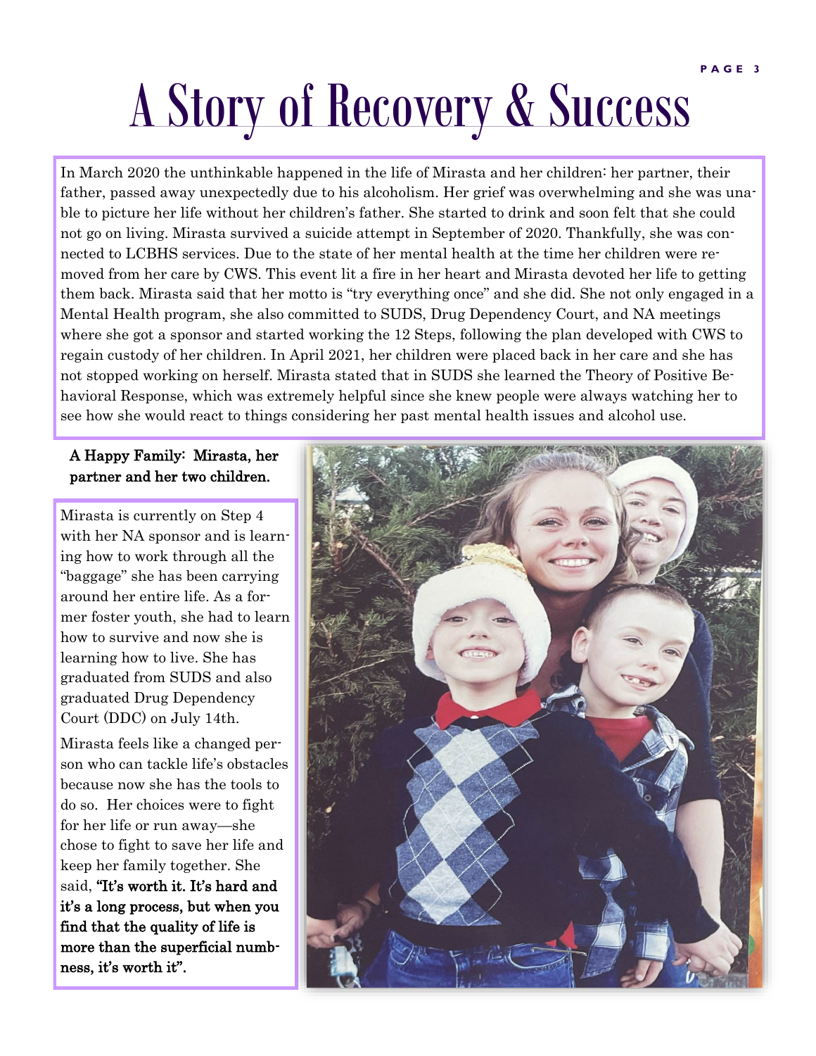# A Story of Recovery & Success

In March 2020 the unthinkable happened in the life of Mirasta and her children: her partner, their father, passed away unexpectedly due to his alcoholism. Her grief was overwhelming and she was unable to picture her life without her children's father. She started to drink and soon felt that she could not go on living. Mirasta survived a suicide attempt in September of 2020. Thankfully, she was connected to LCBHS services. Due to the state of her mental health at the time her children were removed from her care by CWS. This event lit a fire in her heart and Mirasta devoted her life to getting them back. Mirasta said that her motto is "try everything once" and she did. She not only engaged in a Mental Health program, she also committed to SUDS, Drug Dependency Court, and NA meetings where she got a sponsor and started working the 12 Steps, following the plan developed with CWS to regain custody of her children. In April 2021, her children were placed back in her care and she has not stopped working on herself. Mirasta stated that in SUDS she learned the Theory of Positive Behavioral Response, which was extremely helpful since she knew people were always watching her to see how she would react to things considering her past mental health issues and alcohol use.

**A Happy Family: Mirasta, her partner and her two children.**

Mirasta is currently on Step 4 with her NA sponsor and is learning how to work through all the "baggage" she has been carrying around her entire life. As a former foster youth, she had to learn how to survive and now she is learning how to live. She has graduated from SUDS and also graduated Drug Dependency Court (DDC) on July 14th.

Mirasta feels like a changed person who can tackle life's obstacles because now she has the tools to do so. Her choices were to fight for her life or run away—she chose to fight to save her life and keep her family together. She said, **"It's worth it. It's hard and it's a long process, but when you find that the quality of life is more than the superficial numbness, it's worth it".**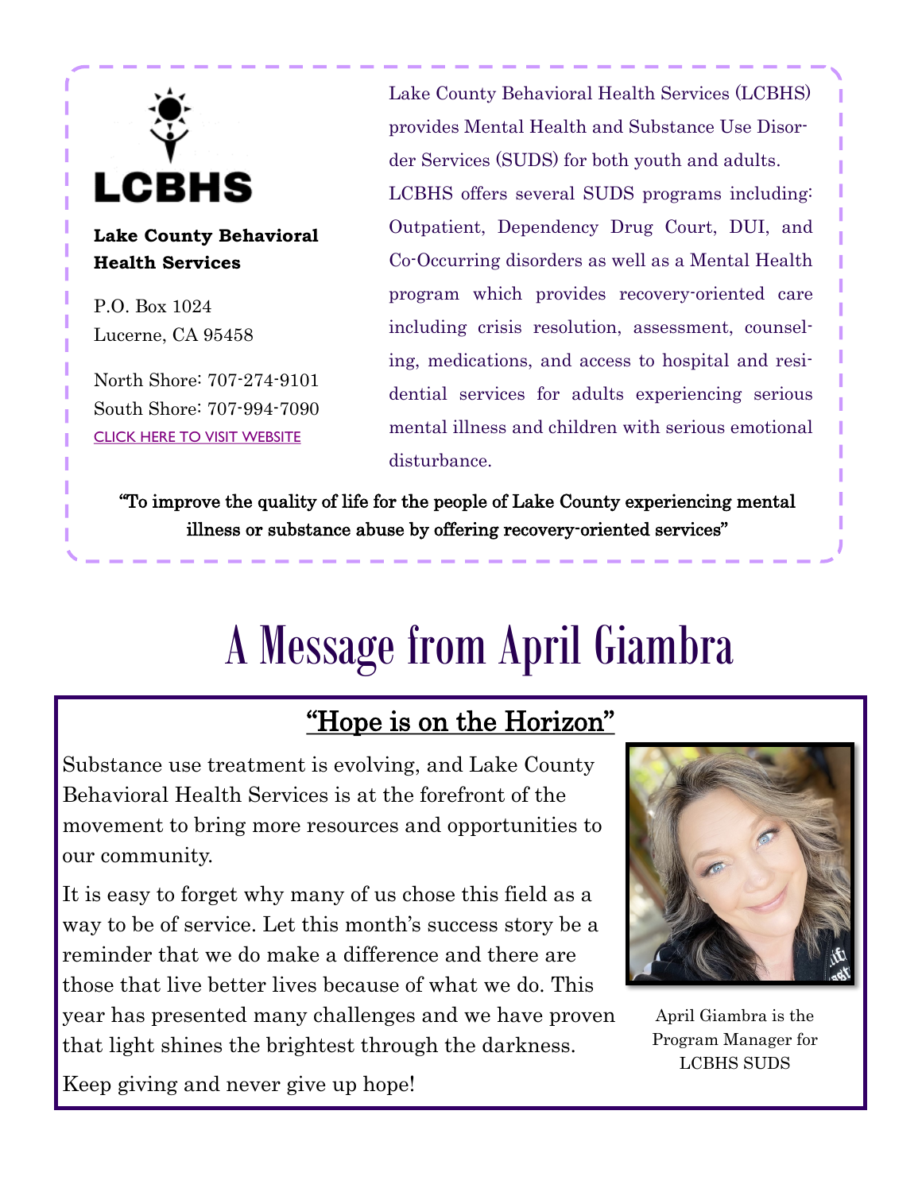**Lake County Behavioral Health Services**

P.O. Box 1024
Lucerne, CA 95458

North Shore: 707-274-9101
South Shore: 707-994-7090
CLICK HERE TO VISIT WEBSITE

Lake County Behavioral Health Services (LCBHS) provides Mental Health and Substance Use Disorder Services (SUDS) for both youth and adults. LCBHS offers several SUDS programs including: Outpatient, Dependency Drug Court, DUI, and Co-Occurring disorders as well as a Mental Health program which provides recovery-oriented care including crisis resolution, assessment, counseling, medications, and access to hospital and residential services for adults experiencing serious mental illness and children with serious emotional disturbance.

**"To improve the quality of life for the people of Lake County experiencing mental illness or substance abuse by offering recovery-oriented services"**

# A Message from April Giambra

## "Hope is on the Horizon"

Substance use treatment is evolving, and Lake County Behavioral Health Services is at the forefront of the movement to bring more resources and opportunities to our community.

It is easy to forget why many of us chose this field as a way to be of service. Let this month's success story be a reminder that we do make a difference and there are those that live better lives because of what we do. This year has presented many challenges and we have proven that light shines the brightest through the darkness.

Keep giving and never give up hope!

April Giambra is the Program Manager for LCBHS SUDS